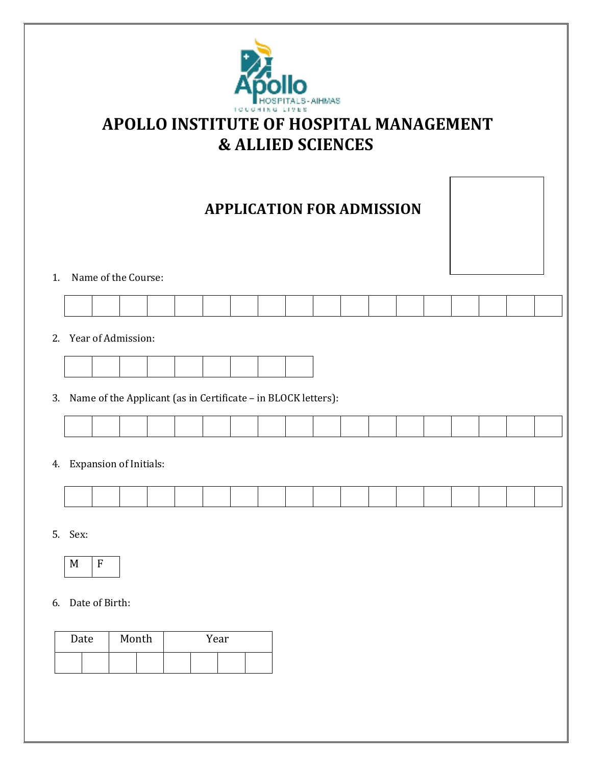Apollo
HOSPITALS - AIHMAS
TOUCHING LIVES

# APOLLO INSTITUTE OF HOSPITAL MANAGEMENT & ALLIED SCIENCES

## APPLICATION FOR ADMISSION

1. Name of the Course:

| | | | | | | | | | | | | | | | | | |
|---|---|---|---|---|---|---|---|---|---|---|---|---|---|---|---|---|---|

2. Year of Admission:

| | | | | | | | | |
|---|---|---|---|---|---|---|---|---|

3. Name of the Applicant (as in Certificate – in BLOCK letters):

| | | | | | | | | | | | | | | | | | |
|---|---|---|---|---|---|---|---|---|---|---|---|---|---|---|---|---|---|

4. Expansion of Initials:

| | | | | | | | | | | | | | | | | | |
|---|---|---|---|---|---|---|---|---|---|---|---|---|---|---|---|---|---|

5. Sex:

| M | F |
|---|---|

6. Date of Birth:

| Date | | Month | | Year | | | |
|---|---|---|---|---|---|---|---|
| | | | | | | | |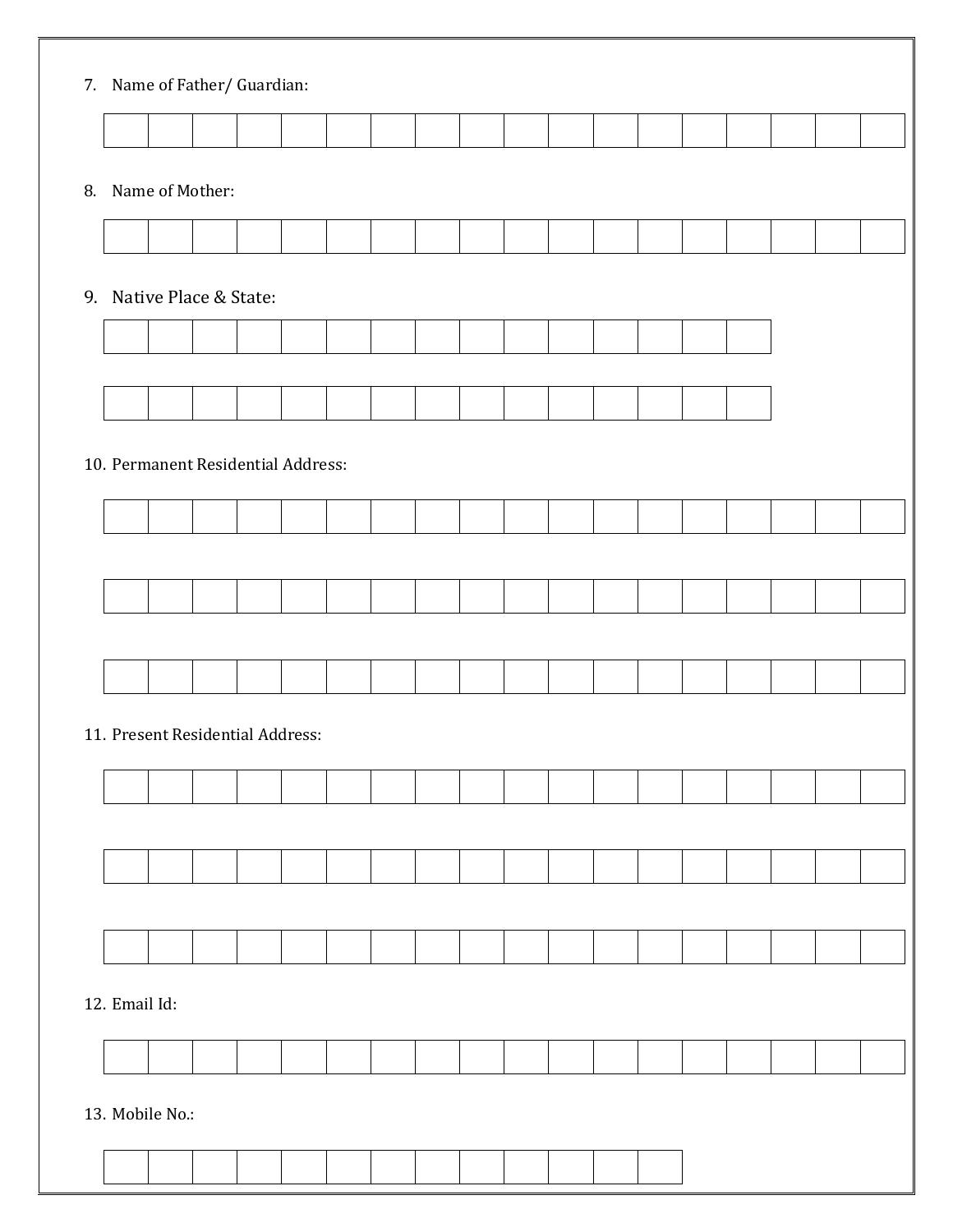7. Name of Father/ Guardian:

|  |  |  |  |  |  |  |  |  |  |  |  |  |  |  |  |  |  |
|---|---|---|---|---|---|---|---|---|---|---|---|---|---|---|---|---|---|

8. Name of Mother:

|  |  |  |  |  |  |  |  |  |  |  |  |  |  |  |  |  |  |
|---|---|---|---|---|---|---|---|---|---|---|---|---|---|---|---|---|---|

9. Native Place & State:

|  |  |  |  |  |  |  |  |  |  |  |  |  |  |  |
|---|---|---|---|---|---|---|---|---|---|---|---|---|---|---|

|  |  |  |  |  |  |  |  |  |  |  |  |  |  |  |
|---|---|---|---|---|---|---|---|---|---|---|---|---|---|---|

10. Permanent Residential Address:

|  |  |  |  |  |  |  |  |  |  |  |  |  |  |  |  |  |  |
|---|---|---|---|---|---|---|---|---|---|---|---|---|---|---|---|---|---|

|  |  |  |  |  |  |  |  |  |  |  |  |  |  |  |  |  |  |
|---|---|---|---|---|---|---|---|---|---|---|---|---|---|---|---|---|---|

|  |  |  |  |  |  |  |  |  |  |  |  |  |  |  |  |  |  |
|---|---|---|---|---|---|---|---|---|---|---|---|---|---|---|---|---|---|

11. Present Residential Address:

|  |  |  |  |  |  |  |  |  |  |  |  |  |  |  |  |  |  |
|---|---|---|---|---|---|---|---|---|---|---|---|---|---|---|---|---|---|

|  |  |  |  |  |  |  |  |  |  |  |  |  |  |  |  |  |  |
|---|---|---|---|---|---|---|---|---|---|---|---|---|---|---|---|---|---|

|  |  |  |  |  |  |  |  |  |  |  |  |  |  |  |  |  |  |
|---|---|---|---|---|---|---|---|---|---|---|---|---|---|---|---|---|---|

12. Email Id:

|  |  |  |  |  |  |  |  |  |  |  |  |  |  |  |  |  |  |
|---|---|---|---|---|---|---|---|---|---|---|---|---|---|---|---|---|---|

13. Mobile No.:

|  |  |  |  |  |  |  |  |  |  |  |  |  |
|---|---|---|---|---|---|---|---|---|---|---|---|---|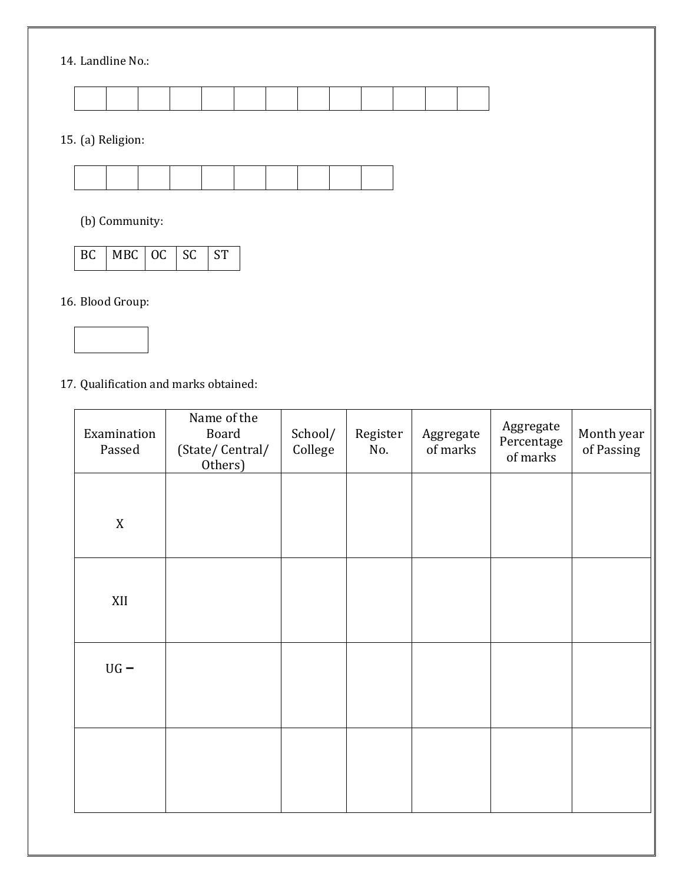14. Landline No.:

| | | | | | | | | | | | | |
|---|---|---|---|---|---|---|---|---|---|---|---|---|
| | | | | | | | | | | | | |

15. (a) Religion:

| | | | | | | | | | |
|---|---|---|---|---|---|---|---|---|---|
| | | | | | | | | | |

(b) Community:

| BC | MBC | OC | SC | ST |
|---|---|---|---|---|

16. Blood Group:

| |
|---|
| |

17. Qualification and marks obtained:

| Examination Passed | Name of the Board (State/ Central/ Others) | School/ College | Register No. | Aggregate of marks | Aggregate Percentage of marks | Month year of Passing |
|---|---|---|---|---|---|---|
| X | | | | | | |
| XII | | | | | | |
| UG – | | | | | | |
| | | | | | | |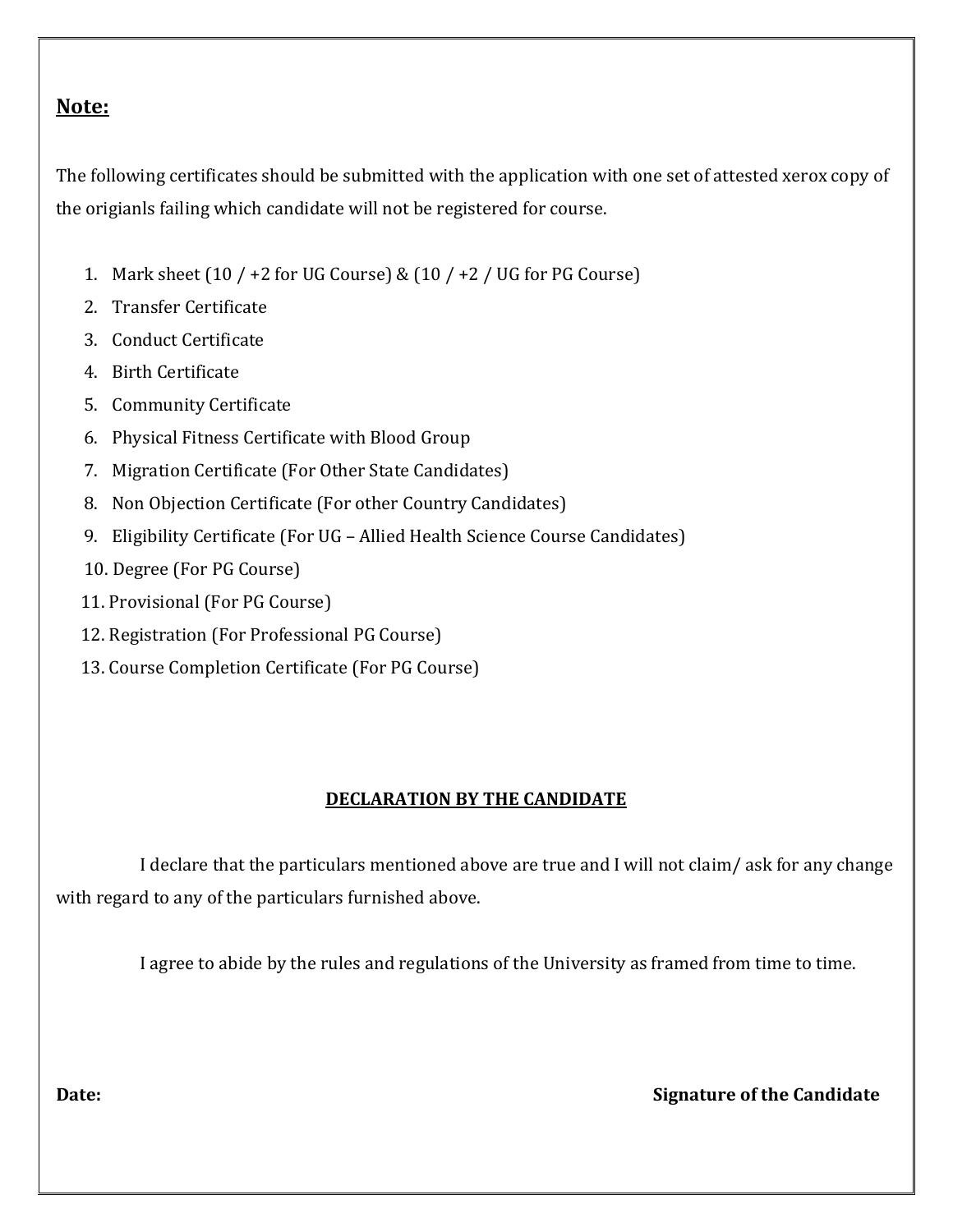**Note:**

The following certificates should be submitted with the application with one set of attested xerox copy of the origianls failing which candidate will not be registered for course.

1. Mark sheet (10 / +2 for UG Course) & (10 / +2 / UG for PG Course)
2. Transfer Certificate
3. Conduct Certificate
4. Birth Certificate
5. Community Certificate
6. Physical Fitness Certificate with Blood Group
7. Migration Certificate (For Other State Candidates)
8. Non Objection Certificate (For other Country Candidates)
9. Eligibility Certificate (For UG – Allied Health Science Course Candidates)
10. Degree (For PG Course)
11. Provisional (For PG Course)
12. Registration (For Professional PG Course)
13. Course Completion Certificate (For PG Course)

## DECLARATION BY THE CANDIDATE

I declare that the particulars mentioned above are true and I will not claim/ ask for any change with regard to any of the particulars furnished above.

I agree to abide by the rules and regulations of the University as framed from time to time.

**Date:** **Signature of the Candidate**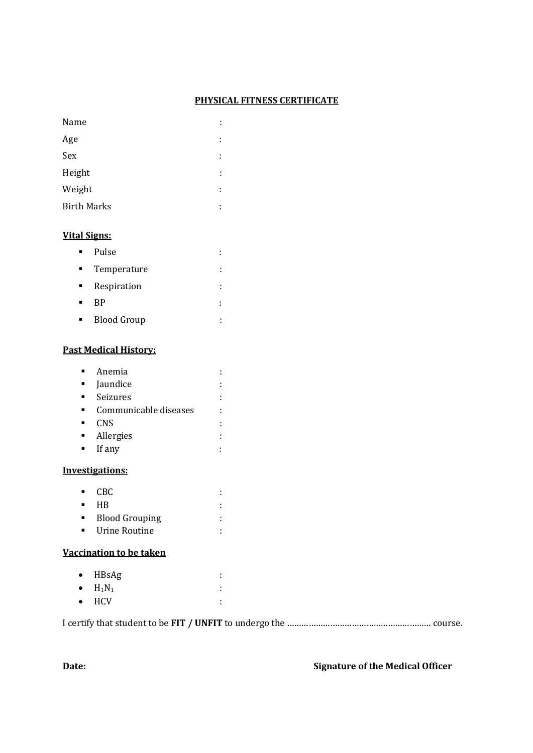## PHYSICAL FITNESS CERTIFICATE

Name :

Age :

Sex :

Height :

Weight :

Birth Marks :

**Vital Signs:**

- Pulse :
- Temperature :
- Respiration :
- BP :
- Blood Group :

**Past Medical History:**

- Anemia :
- Jaundice :
- Seizures :
- Communicable diseases :
- CNS :
- Allergies :
- If any :

**Investigations:**

- CBC :
- HB :
- Blood Grouping :
- Urine Routine :

**Vaccination to be taken**

- HBsAg :
- $H_1N_1$ :
- HCV :

I certify that student to be **FIT / UNFIT** to undergo the ………………………………………………… course.

**Date:** **Signature of the Medical Officer**